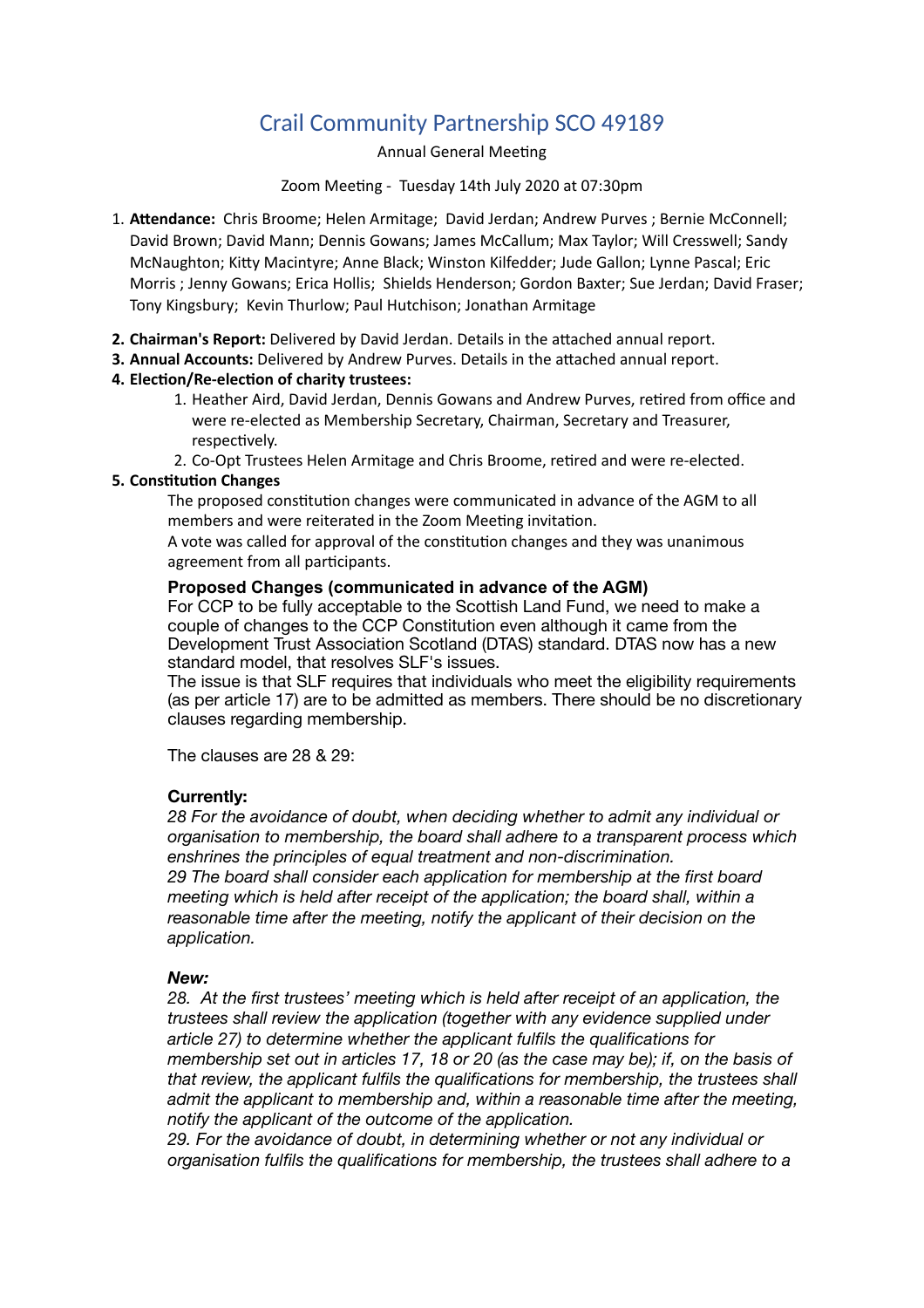# Crail Community Partnership SCO 49189

Annual General Meeting

Zoom Meeting - Tuesday 14th July 2020 at 07:30pm

1. **Attendance:** Chris Broome; Helen Armitage; David Jerdan; Andrew Purves ; Bernie McConnell; David Brown; David Mann; Dennis Gowans; James McCallum; Max Taylor; Will Cresswell; Sandy McNaughton; Kitty Macintyre; Anne Black; Winston Kilfedder; Jude Gallon; Lynne Pascal; Eric Morris ; Jenny Gowans; Erica Hollis; Shields Henderson; Gordon Baxter; Sue Jerdan; David Fraser; Tony Kingsbury; Kevin Thurlow; Paul Hutchison; Jonathan Armitage
2. **Chairman's Report:** Delivered by David Jerdan. Details in the attached annual report.
3. **Annual Accounts:** Delivered by Andrew Purves. Details in the attached annual report.
4. **Election/Re-election of charity trustees:**
   1. Heather Aird, David Jerdan, Dennis Gowans and Andrew Purves, retired from office and were re-elected as Membership Secretary, Chairman, Secretary and Treasurer, respectively.
   2. Co-Opt Trustees Helen Armitage and Chris Broome, retired and were re-elected.
5. **Constitution Changes**

   The proposed constitution changes were communicated in advance of the AGM to all members and were reiterated in the Zoom Meeting invitation.

   A vote was called for approval of the constitution changes and they was unanimous agreement from all participants.

   **Proposed Changes (communicated in advance of the AGM)**

   For CCP to be fully acceptable to the Scottish Land Fund, we need to make a couple of changes to the CCP Constitution even although it came from the Development Trust Association Scotland (DTAS) standard. DTAS now has a new standard model, that resolves SLF's issues.

   The issue is that SLF requires that individuals who meet the eligibility requirements (as per article 17) are to be admitted as members. There should be no discretionary clauses regarding membership.

   The clauses are 28 & 29:

   **Currently:**

   *28 For the avoidance of doubt, when deciding whether to admit any individual or organisation to membership, the board shall adhere to a transparent process which enshrines the principles of equal treatment and non-discrimination.*

   *29 The board shall consider each application for membership at the first board meeting which is held after receipt of the application; the board shall, within a reasonable time after the meeting, notify the applicant of their decision on the application.*

   ***New:***

   *28. At the first trustees' meeting which is held after receipt of an application, the trustees shall review the application (together with any evidence supplied under article 27) to determine whether the applicant fulfils the qualifications for membership set out in articles 17, 18 or 20 (as the case may be); if, on the basis of that review, the applicant fulfils the qualifications for membership, the trustees shall admit the applicant to membership and, within a reasonable time after the meeting, notify the applicant of the outcome of the application.*

   *29. For the avoidance of doubt, in determining whether or not any individual or organisation fulfils the qualifications for membership, the trustees shall adhere to a*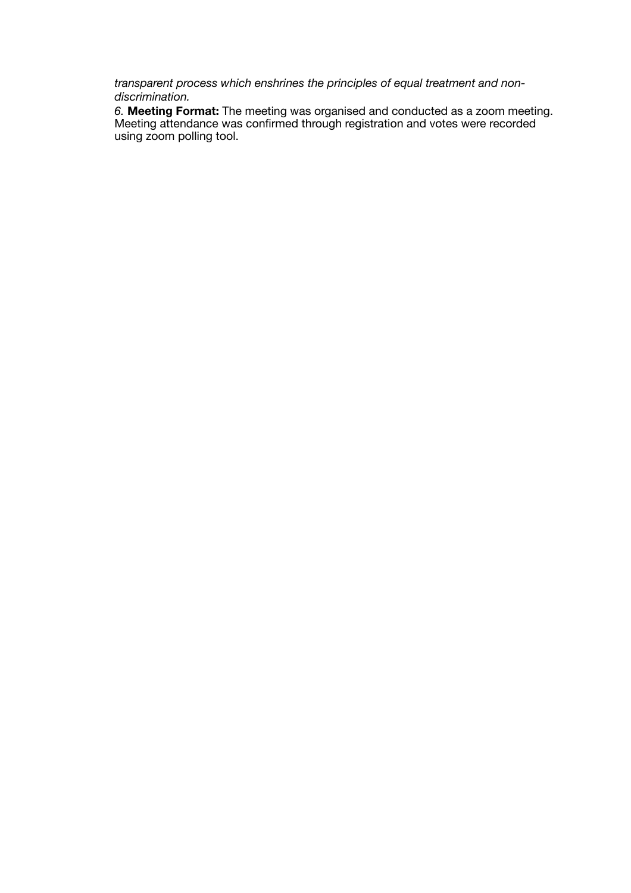*transparent process which enshrines the principles of equal treatment and non-discrimination.*

*6.* **Meeting Format:** The meeting was organised and conducted as a zoom meeting. Meeting attendance was confirmed through registration and votes were recorded using zoom polling tool.